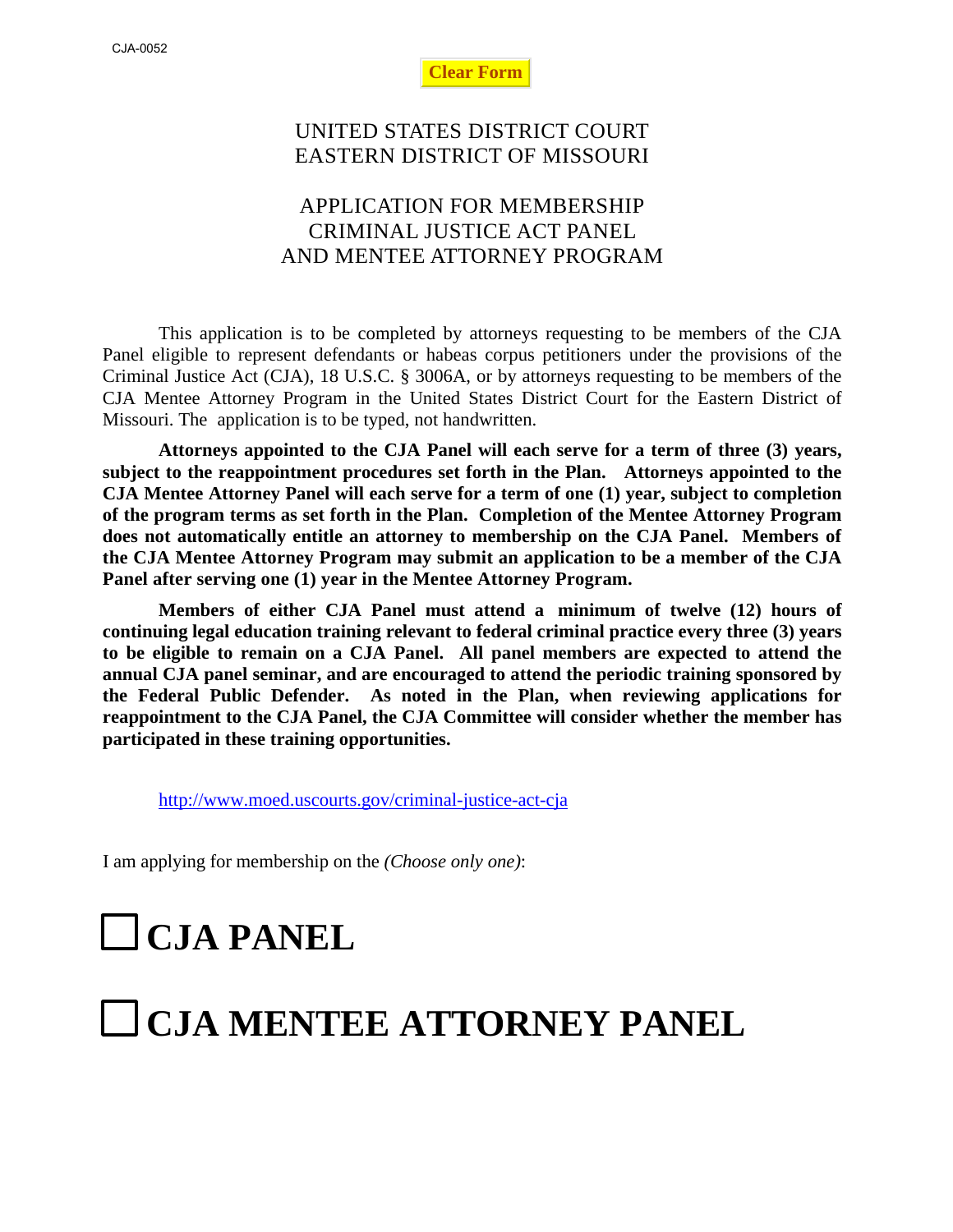CJA-0052

Clear Form

# UNITED STATES DISTRICT COURT
# EASTERN DISTRICT OF MISSOURI

## APPLICATION FOR MEMBERSHIP
## CRIMINAL JUSTICE ACT PANEL
## AND MENTEE ATTORNEY PROGRAM

This application is to be completed by attorneys requesting to be members of the CJA Panel eligible to represent defendants or habeas corpus petitioners under the provisions of the Criminal Justice Act (CJA), 18 U.S.C. § 3006A, or by attorneys requesting to be members of the CJA Mentee Attorney Program in the United States District Court for the Eastern District of Missouri. The application is to be typed, not handwritten.

**Attorneys appointed to the CJA Panel will each serve for a term of three (3) years, subject to the reappointment procedures set forth in the Plan. Attorneys appointed to the CJA Mentee Attorney Panel will each serve for a term of one (1) year, subject to completion of the program terms as set forth in the Plan. Completion of the Mentee Attorney Program does not automatically entitle an attorney to membership on the CJA Panel. Members of the CJA Mentee Attorney Program may submit an application to be a member of the CJA Panel after serving one (1) year in the Mentee Attorney Program.**

**Members of either CJA Panel must attend a minimum of twelve (12) hours of continuing legal education training relevant to federal criminal practice every three (3) years to be eligible to remain on a CJA Panel. All panel members are expected to attend the annual CJA panel seminar, and are encouraged to attend the periodic training sponsored by the Federal Public Defender. As noted in the Plan, when reviewing applications for reappointment to the CJA Panel, the CJA Committee will consider whether the member has participated in these training opportunities.**

http://www.moed.uscourts.gov/criminal-justice-act-cja

I am applying for membership on the *(Choose only one)*:

☐ **CJA PANEL**

☐ **CJA MENTEE ATTORNEY PANEL**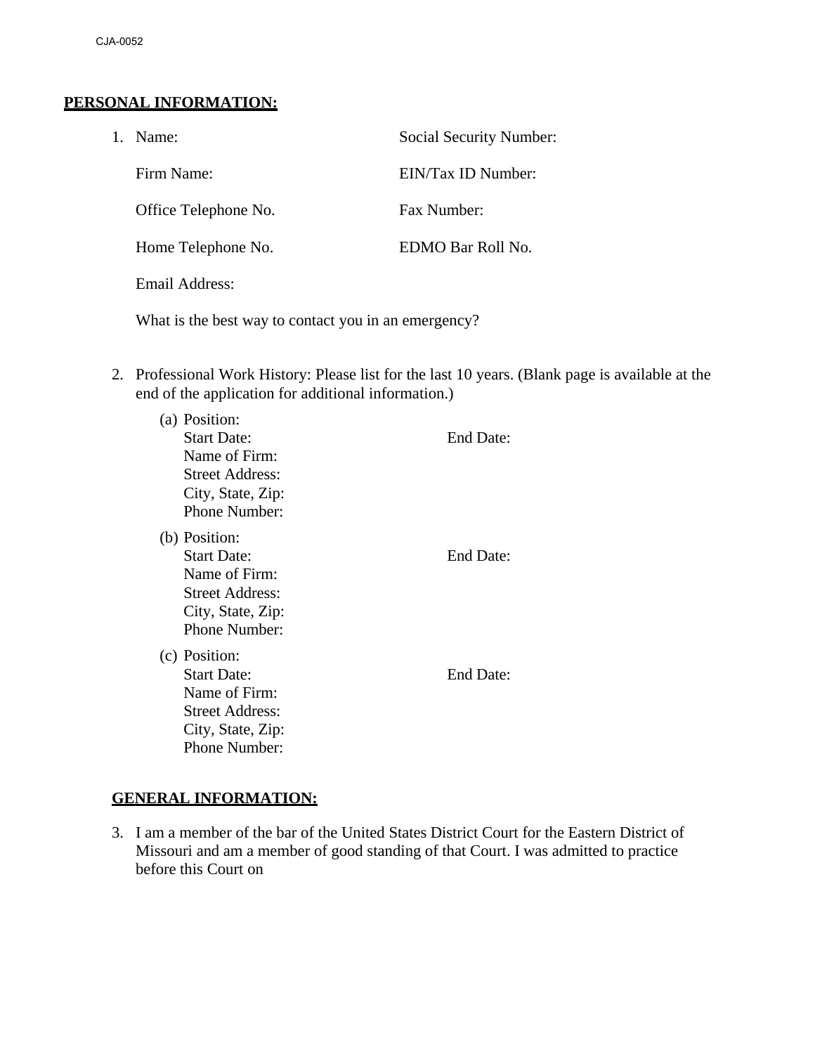## PERSONAL INFORMATION:

1. Name: Social Security Number:

   Firm Name: EIN/Tax ID Number:

   Office Telephone No. Fax Number:

   Home Telephone No. EDMO Bar Roll No.

   Email Address:

   What is the best way to contact you in an emergency?

2. Professional Work History: Please list for the last 10 years. (Blank page is available at the end of the application for additional information.)

   (a) Position:
   Start Date: End Date:
   Name of Firm:
   Street Address:
   City, State, Zip:
   Phone Number:

   (b) Position:
   Start Date: End Date:
   Name of Firm:
   Street Address:
   City, State, Zip:
   Phone Number:

   (c) Position:
   Start Date: End Date:
   Name of Firm:
   Street Address:
   City, State, Zip:
   Phone Number:

## GENERAL INFORMATION:

3. I am a member of the bar of the United States District Court for the Eastern District of Missouri and am a member of good standing of that Court. I was admitted to practice before this Court on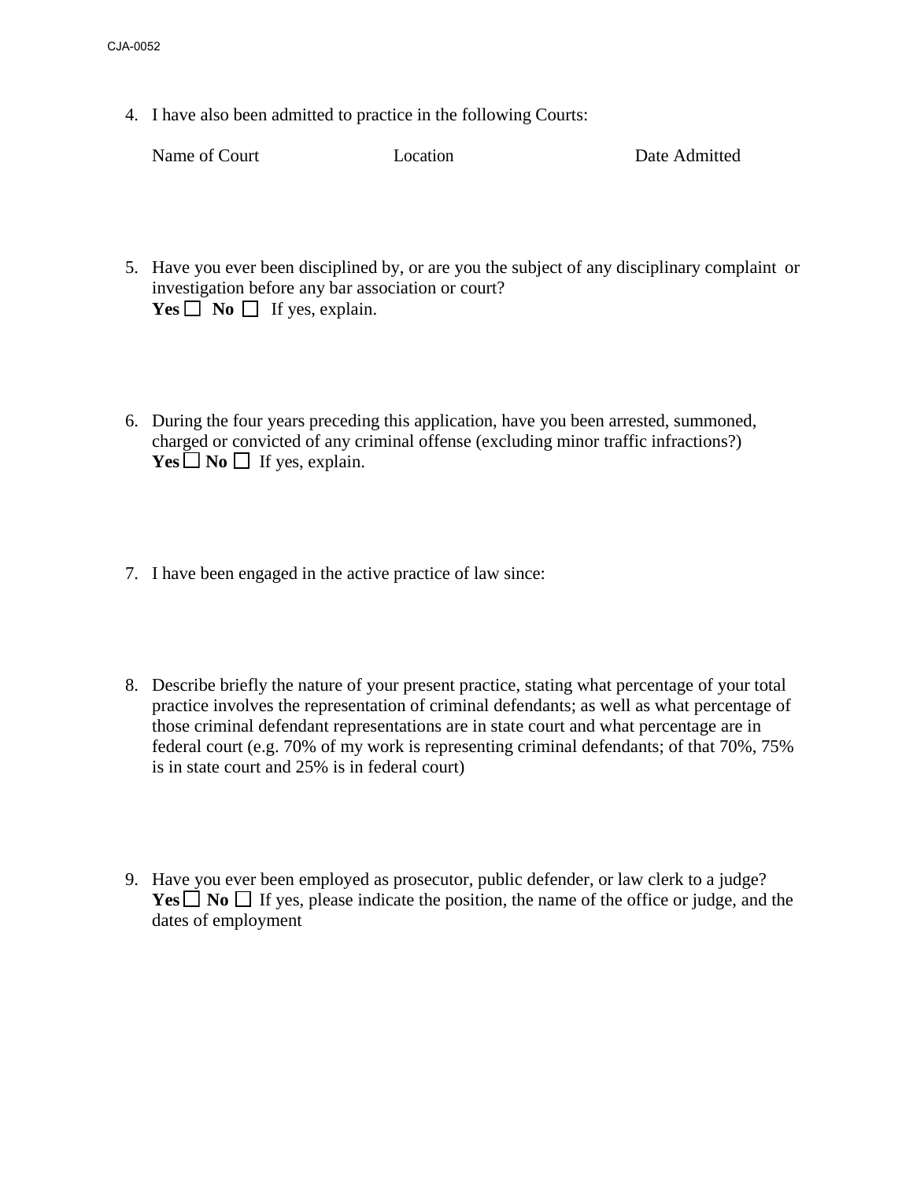4. I have also been admitted to practice in the following Courts:

| Name of Court | Location | Date Admitted |
| --- | --- | --- |
| | | |

5. Have you ever been disciplined by, or are you the subject of any disciplinary complaint or investigation before any bar association or court?
   **Yes** ☐ **No** ☐ If yes, explain.

6. During the four years preceding this application, have you been arrested, summoned, charged or convicted of any criminal offense (excluding minor traffic infractions?)
   **Yes** ☐ **No** ☐ If yes, explain.

7. I have been engaged in the active practice of law since:

8. Describe briefly the nature of your present practice, stating what percentage of your total practice involves the representation of criminal defendants; as well as what percentage of those criminal defendant representations are in state court and what percentage are in federal court (e.g. 70% of my work is representing criminal defendants; of that 70%, 75% is in state court and 25% is in federal court)

9. Have you ever been employed as prosecutor, public defender, or law clerk to a judge?
   **Yes** ☐ **No** ☐ If yes, please indicate the position, the name of the office or judge, and the dates of employment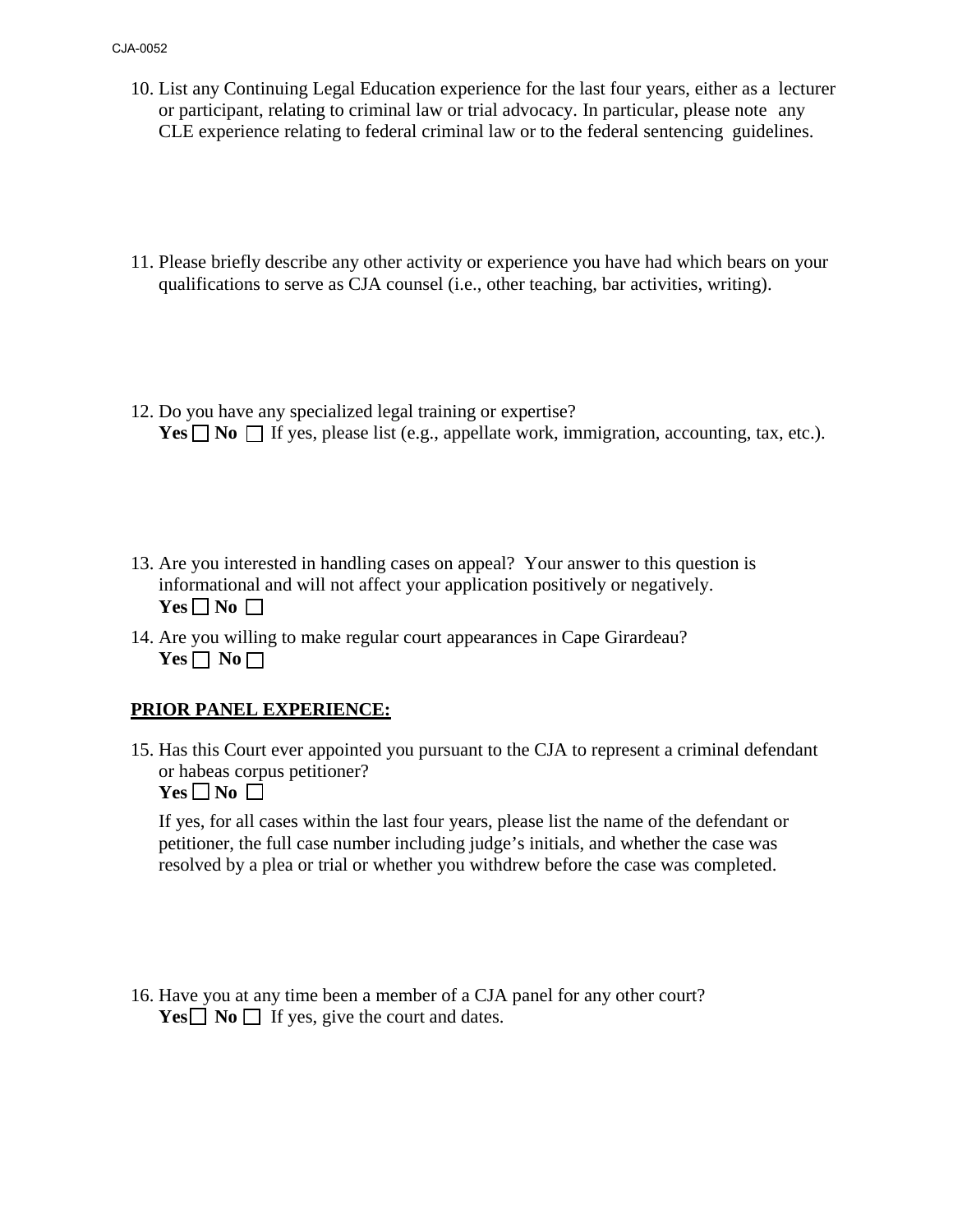10. List any Continuing Legal Education experience for the last four years, either as a lecturer or participant, relating to criminal law or trial advocacy. In particular, please note any CLE experience relating to federal criminal law or to the federal sentencing guidelines.

11. Please briefly describe any other activity or experience you have had which bears on your qualifications to serve as CJA counsel (i.e., other teaching, bar activities, writing).

12. Do you have any specialized legal training or expertise?
    **Yes** ☐ **No** ☐ If yes, please list (e.g., appellate work, immigration, accounting, tax, etc.).

13. Are you interested in handling cases on appeal? Your answer to this question is informational and will not affect your application positively or negatively.
    **Yes** ☐ **No** ☐

14. Are you willing to make regular court appearances in Cape Girardeau?
    **Yes** ☐ **No** ☐

**PRIOR PANEL EXPERIENCE:**

15. Has this Court ever appointed you pursuant to the CJA to represent a criminal defendant or habeas corpus petitioner?
    **Yes** ☐ **No** ☐

    If yes, for all cases within the last four years, please list the name of the defendant or petitioner, the full case number including judge's initials, and whether the case was resolved by a plea or trial or whether you withdrew before the case was completed.

16. Have you at any time been a member of a CJA panel for any other court?
    **Yes** ☐ **No** ☐ If yes, give the court and dates.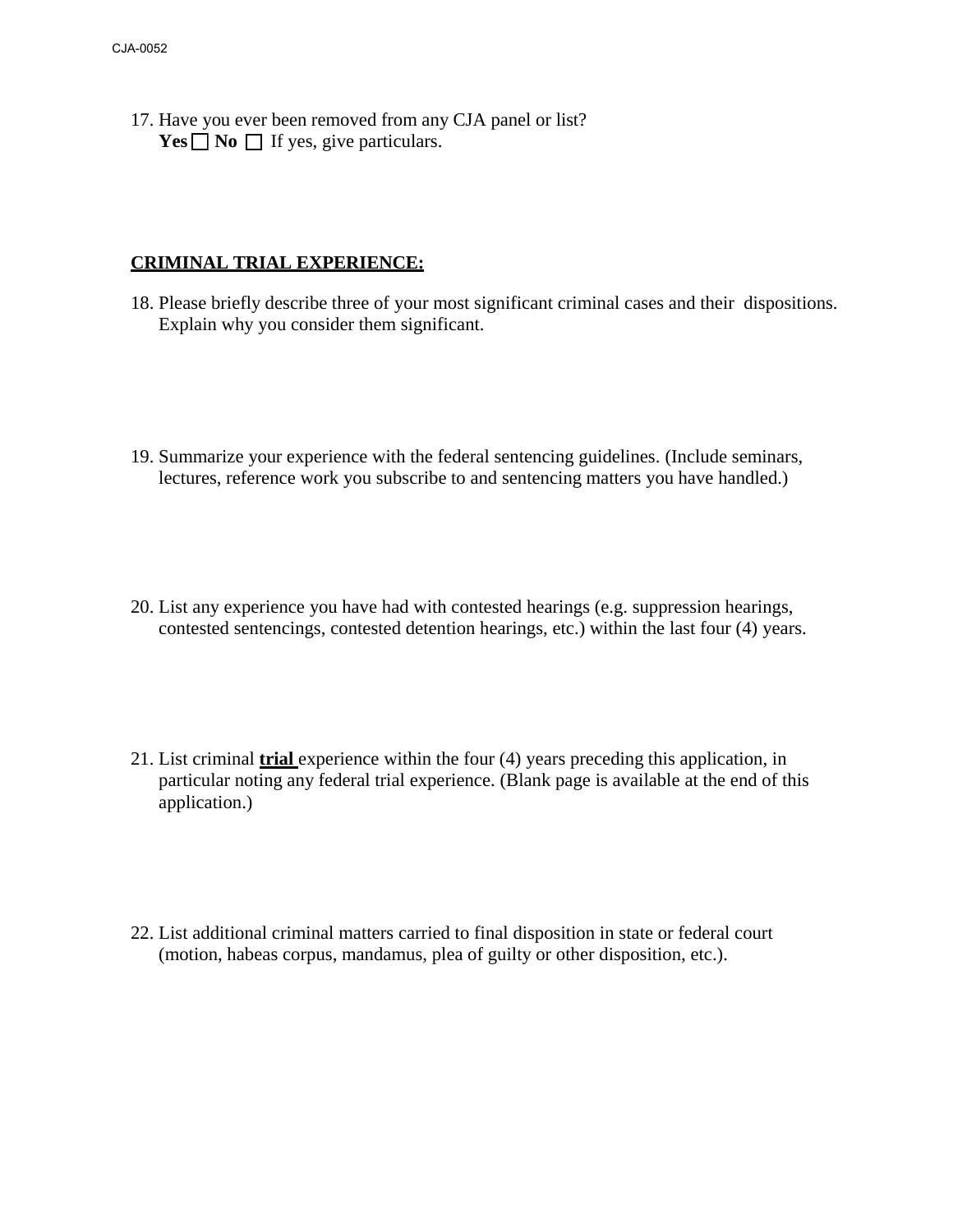17. Have you ever been removed from any CJA panel or list?
    **Yes** ☐ **No** ☐ If yes, give particulars.

**CRIMINAL TRIAL EXPERIENCE:**

18. Please briefly describe three of your most significant criminal cases and their dispositions. Explain why you consider them significant.

19. Summarize your experience with the federal sentencing guidelines. (Include seminars, lectures, reference work you subscribe to and sentencing matters you have handled.)

20. List any experience you have had with contested hearings (e.g. suppression hearings, contested sentencings, contested detention hearings, etc.) within the last four (4) years.

21. List criminal **trial** experience within the four (4) years preceding this application, in particular noting any federal trial experience. (Blank page is available at the end of this application.)

22. List additional criminal matters carried to final disposition in state or federal court (motion, habeas corpus, mandamus, plea of guilty or other disposition, etc.).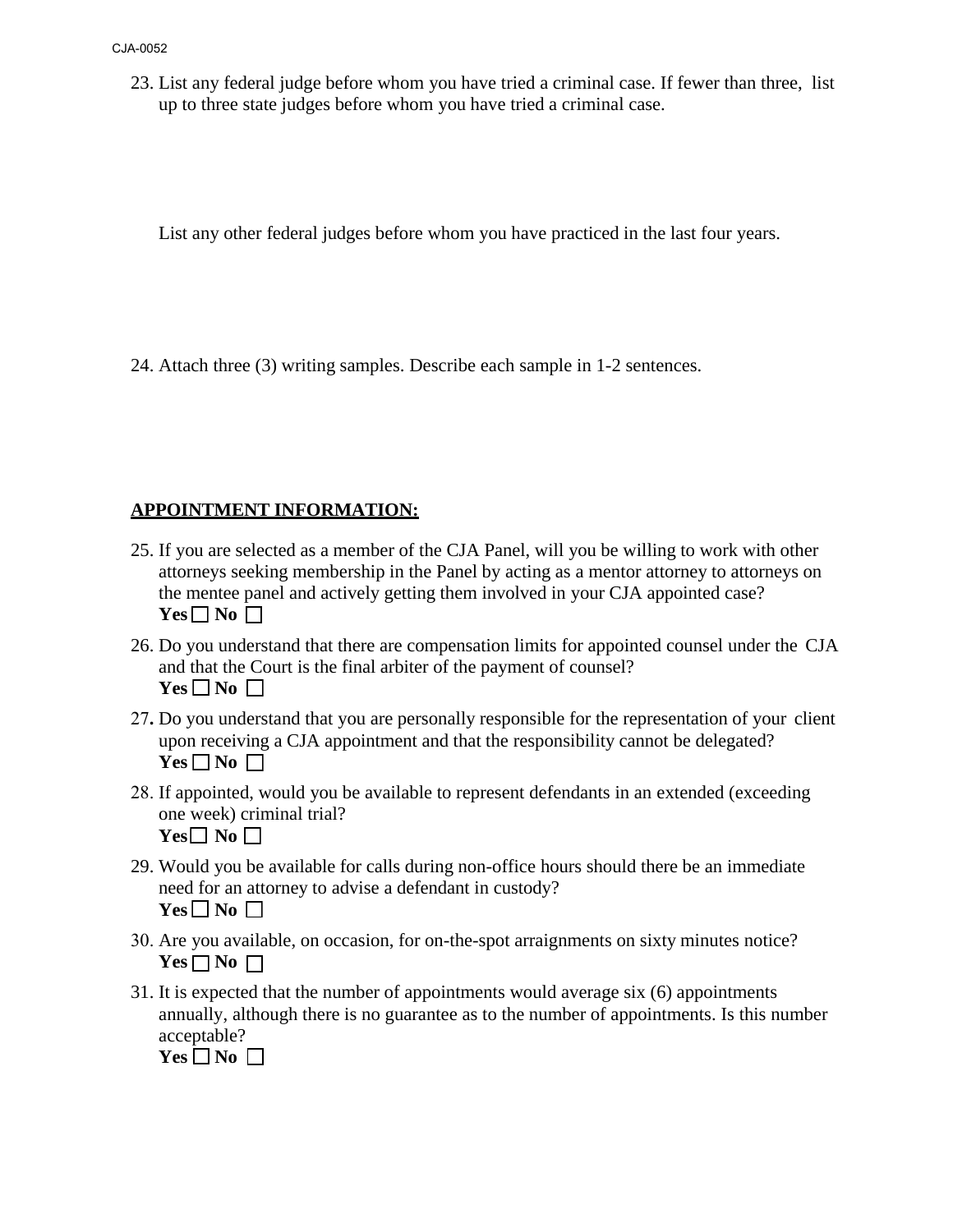23. List any federal judge before whom you have tried a criminal case. If fewer than three, list up to three state judges before whom you have tried a criminal case.

    List any other federal judges before whom you have practiced in the last four years.

24. Attach three (3) writing samples. Describe each sample in 1-2 sentences.

**APPOINTMENT INFORMATION:**

25. If you are selected as a member of the CJA Panel, will you be willing to work with other attorneys seeking membership in the Panel by acting as a mentor attorney to attorneys on the mentee panel and actively getting them involved in your CJA appointed case?
    **Yes** ☐ **No** ☐

26. Do you understand that there are compensation limits for appointed counsel under the CJA and that the Court is the final arbiter of the payment of counsel?
    **Yes** ☐ **No** ☐

27. Do you understand that you are personally responsible for the representation of your client upon receiving a CJA appointment and that the responsibility cannot be delegated?
    **Yes** ☐ **No** ☐

28. If appointed, would you be available to represent defendants in an extended (exceeding one week) criminal trial?
    **Yes** ☐ **No** ☐

29. Would you be available for calls during non-office hours should there be an immediate need for an attorney to advise a defendant in custody?
    **Yes** ☐ **No** ☐

30. Are you available, on occasion, for on-the-spot arraignments on sixty minutes notice?
    **Yes** ☐ **No** ☐

31. It is expected that the number of appointments would average six (6) appointments annually, although there is no guarantee as to the number of appointments. Is this number acceptable?
    **Yes** ☐ **No** ☐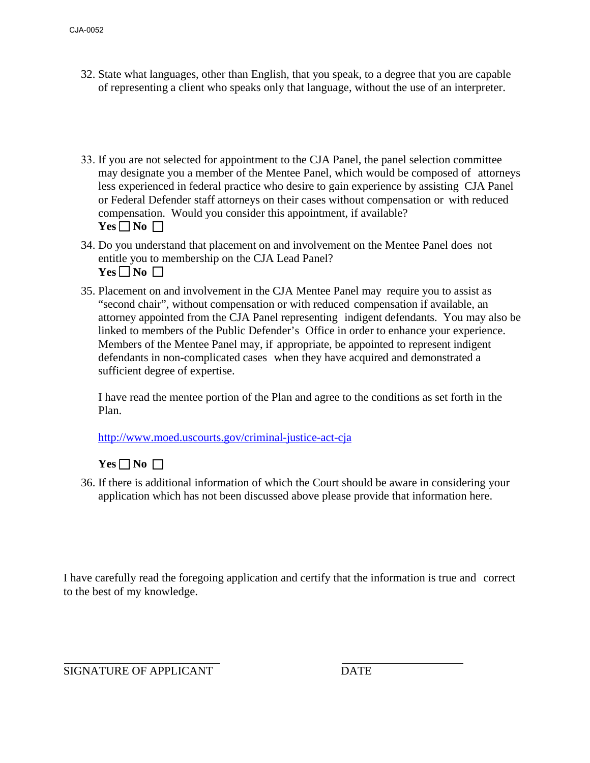32. State what languages, other than English, that you speak, to a degree that you are capable of representing a client who speaks only that language, without the use of an interpreter.

33. If you are not selected for appointment to the CJA Panel, the panel selection committee may designate you a member of the Mentee Panel, which would be composed of attorneys less experienced in federal practice who desire to gain experience by assisting CJA Panel or Federal Defender staff attorneys on their cases without compensation or with reduced compensation. Would you consider this appointment, if available?
    **Yes** ☐ **No** ☐

34. Do you understand that placement on and involvement on the Mentee Panel does not entitle you to membership on the CJA Lead Panel?
    **Yes** ☐ **No** ☐

35. Placement on and involvement in the CJA Mentee Panel may require you to assist as "second chair", without compensation or with reduced compensation if available, an attorney appointed from the CJA Panel representing indigent defendants. You may also be linked to members of the Public Defender's Office in order to enhance your experience. Members of the Mentee Panel may, if appropriate, be appointed to represent indigent defendants in non-complicated cases when they have acquired and demonstrated a sufficient degree of expertise.

    I have read the mentee portion of the Plan and agree to the conditions as set forth in the Plan.

    [http://www.moed.uscourts.gov/criminal-justice-act-cja](http://www.moed.uscourts.gov/criminal-justice-act-cja)

    **Yes** ☐ **No** ☐

36. If there is additional information of which the Court should be aware in considering your application which has not been discussed above please provide that information here.

I have carefully read the foregoing application and certify that the information is true and correct to the best of my knowledge.

\_\_\_\_\_\_\_\_\_\_\_\_\_\_\_\_\_\_\_\_\_\_\_\_\_\_\_\_\_\_ \_\_\_\_\_\_\_\_\_\_\_\_\_\_\_\_\_\_\_\_\_\_\_\_

SIGNATURE OF APPLICANT DATE